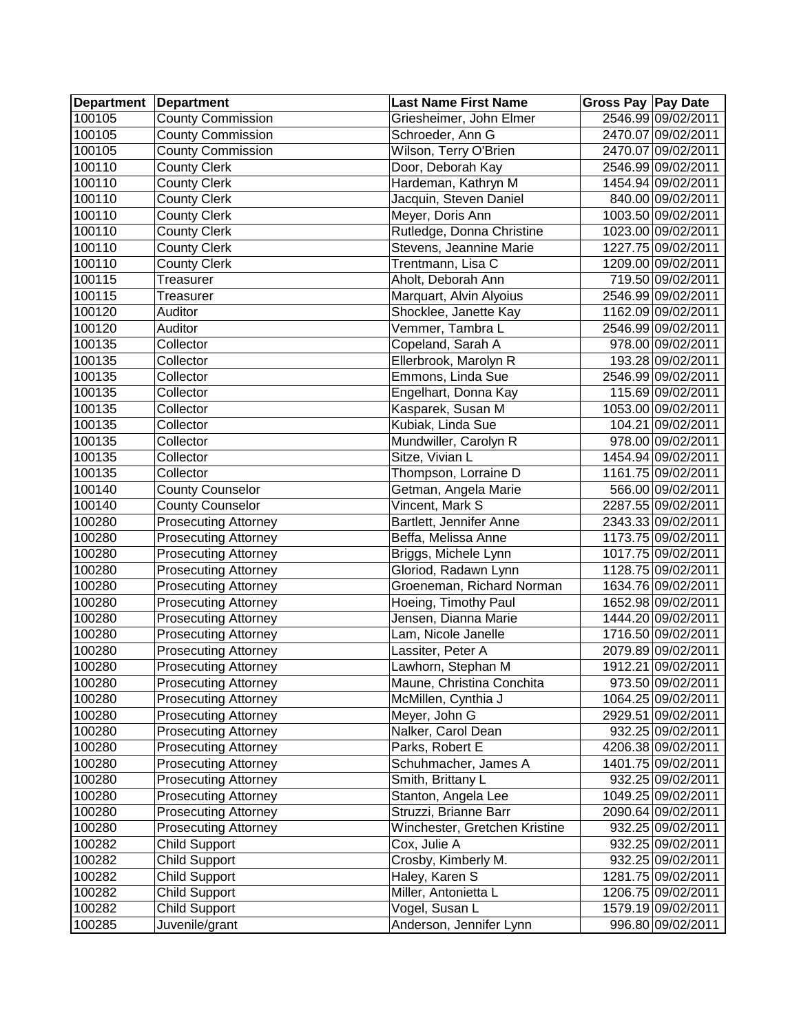| Department | Department | Last Name First Name | Gross Pay | Pay Date |
|---|---|---|---|---|
| 100105 | County Commission | Griesheimer, John Elmer | 2546.99 | 09/02/2011 |
| 100105 | County Commission | Schroeder, Ann G | 2470.07 | 09/02/2011 |
| 100105 | County Commission | Wilson, Terry O'Brien | 2470.07 | 09/02/2011 |
| 100110 | County Clerk | Door, Deborah Kay | 2546.99 | 09/02/2011 |
| 100110 | County Clerk | Hardeman, Kathryn M | 1454.94 | 09/02/2011 |
| 100110 | County Clerk | Jacquin, Steven Daniel | 840.00 | 09/02/2011 |
| 100110 | County Clerk | Meyer, Doris Ann | 1003.50 | 09/02/2011 |
| 100110 | County Clerk | Rutledge, Donna Christine | 1023.00 | 09/02/2011 |
| 100110 | County Clerk | Stevens, Jeannine Marie | 1227.75 | 09/02/2011 |
| 100110 | County Clerk | Trentmann, Lisa C | 1209.00 | 09/02/2011 |
| 100115 | Treasurer | Aholt, Deborah Ann | 719.50 | 09/02/2011 |
| 100115 | Treasurer | Marquart, Alvin Alyoius | 2546.99 | 09/02/2011 |
| 100120 | Auditor | Shocklee, Janette Kay | 1162.09 | 09/02/2011 |
| 100120 | Auditor | Vemmer, Tambra L | 2546.99 | 09/02/2011 |
| 100135 | Collector | Copeland, Sarah A | 978.00 | 09/02/2011 |
| 100135 | Collector | Ellerbrook, Marolyn R | 193.28 | 09/02/2011 |
| 100135 | Collector | Emmons, Linda Sue | 2546.99 | 09/02/2011 |
| 100135 | Collector | Engelhart, Donna Kay | 115.69 | 09/02/2011 |
| 100135 | Collector | Kasparek, Susan M | 1053.00 | 09/02/2011 |
| 100135 | Collector | Kubiak, Linda Sue | 104.21 | 09/02/2011 |
| 100135 | Collector | Mundwiller, Carolyn R | 978.00 | 09/02/2011 |
| 100135 | Collector | Sitze, Vivian L | 1454.94 | 09/02/2011 |
| 100135 | Collector | Thompson, Lorraine D | 1161.75 | 09/02/2011 |
| 100140 | County Counselor | Getman, Angela Marie | 566.00 | 09/02/2011 |
| 100140 | County Counselor | Vincent, Mark S | 2287.55 | 09/02/2011 |
| 100280 | Prosecuting Attorney | Bartlett, Jennifer Anne | 2343.33 | 09/02/2011 |
| 100280 | Prosecuting Attorney | Beffa, Melissa Anne | 1173.75 | 09/02/2011 |
| 100280 | Prosecuting Attorney | Briggs, Michele Lynn | 1017.75 | 09/02/2011 |
| 100280 | Prosecuting Attorney | Gloriod, Radawn Lynn | 1128.75 | 09/02/2011 |
| 100280 | Prosecuting Attorney | Groeneman, Richard Norman | 1634.76 | 09/02/2011 |
| 100280 | Prosecuting Attorney | Hoeing, Timothy Paul | 1652.98 | 09/02/2011 |
| 100280 | Prosecuting Attorney | Jensen, Dianna Marie | 1444.20 | 09/02/2011 |
| 100280 | Prosecuting Attorney | Lam, Nicole Janelle | 1716.50 | 09/02/2011 |
| 100280 | Prosecuting Attorney | Lassiter, Peter A | 2079.89 | 09/02/2011 |
| 100280 | Prosecuting Attorney | Lawhorn, Stephan M | 1912.21 | 09/02/2011 |
| 100280 | Prosecuting Attorney | Maune, Christina Conchita | 973.50 | 09/02/2011 |
| 100280 | Prosecuting Attorney | McMillen, Cynthia J | 1064.25 | 09/02/2011 |
| 100280 | Prosecuting Attorney | Meyer, John G | 2929.51 | 09/02/2011 |
| 100280 | Prosecuting Attorney | Nalker, Carol Dean | 932.25 | 09/02/2011 |
| 100280 | Prosecuting Attorney | Parks, Robert E | 4206.38 | 09/02/2011 |
| 100280 | Prosecuting Attorney | Schuhmacher, James A | 1401.75 | 09/02/2011 |
| 100280 | Prosecuting Attorney | Smith, Brittany L | 932.25 | 09/02/2011 |
| 100280 | Prosecuting Attorney | Stanton, Angela Lee | 1049.25 | 09/02/2011 |
| 100280 | Prosecuting Attorney | Struzzi, Brianne Barr | 2090.64 | 09/02/2011 |
| 100280 | Prosecuting Attorney | Winchester, Gretchen Kristine | 932.25 | 09/02/2011 |
| 100282 | Child Support | Cox, Julie A | 932.25 | 09/02/2011 |
| 100282 | Child Support | Crosby, Kimberly M. | 932.25 | 09/02/2011 |
| 100282 | Child Support | Haley, Karen S | 1281.75 | 09/02/2011 |
| 100282 | Child Support | Miller, Antonietta L | 1206.75 | 09/02/2011 |
| 100282 | Child Support | Vogel, Susan L | 1579.19 | 09/02/2011 |
| 100285 | Juvenile/grant | Anderson, Jennifer Lynn | 996.80 | 09/02/2011 |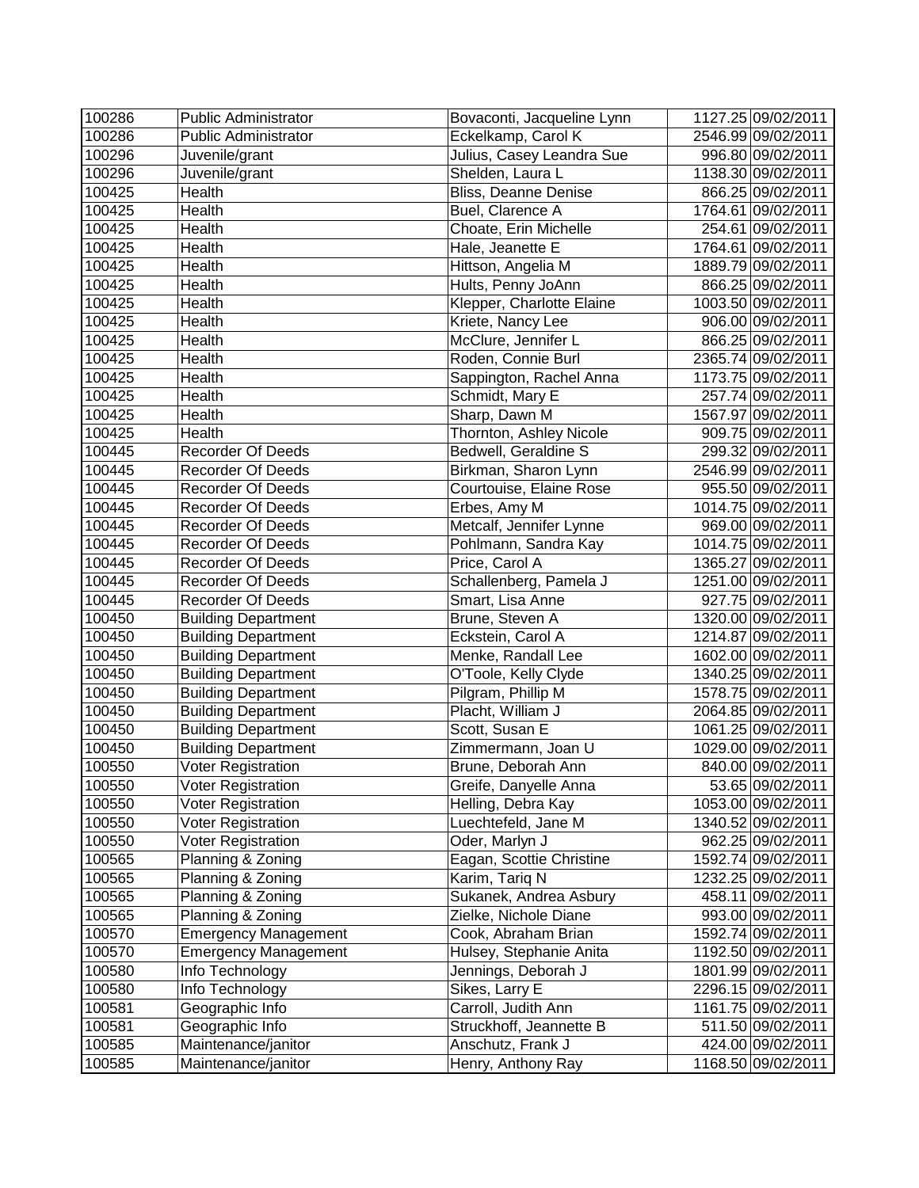| | | | | |
|---|---|---|---|---|
| 100286 | Public Administrator | Bovaconti, Jacqueline Lynn | 1127.25 | 09/02/2011 |
| 100286 | Public Administrator | Eckelkamp, Carol K | 2546.99 | 09/02/2011 |
| 100296 | Juvenile/grant | Julius, Casey Leandra Sue | 996.80 | 09/02/2011 |
| 100296 | Juvenile/grant | Shelden, Laura L | 1138.30 | 09/02/2011 |
| 100425 | Health | Bliss, Deanne Denise | 866.25 | 09/02/2011 |
| 100425 | Health | Buel, Clarence A | 1764.61 | 09/02/2011 |
| 100425 | Health | Choate, Erin Michelle | 254.61 | 09/02/2011 |
| 100425 | Health | Hale, Jeanette E | 1764.61 | 09/02/2011 |
| 100425 | Health | Hittson, Angelia M | 1889.79 | 09/02/2011 |
| 100425 | Health | Hults, Penny JoAnn | 866.25 | 09/02/2011 |
| 100425 | Health | Klepper, Charlotte Elaine | 1003.50 | 09/02/2011 |
| 100425 | Health | Kriete, Nancy Lee | 906.00 | 09/02/2011 |
| 100425 | Health | McClure, Jennifer L | 866.25 | 09/02/2011 |
| 100425 | Health | Roden, Connie Burl | 2365.74 | 09/02/2011 |
| 100425 | Health | Sappington, Rachel Anna | 1173.75 | 09/02/2011 |
| 100425 | Health | Schmidt, Mary E | 257.74 | 09/02/2011 |
| 100425 | Health | Sharp, Dawn M | 1567.97 | 09/02/2011 |
| 100425 | Health | Thornton, Ashley Nicole | 909.75 | 09/02/2011 |
| 100445 | Recorder Of Deeds | Bedwell, Geraldine S | 299.32 | 09/02/2011 |
| 100445 | Recorder Of Deeds | Birkman, Sharon Lynn | 2546.99 | 09/02/2011 |
| 100445 | Recorder Of Deeds | Courtouise, Elaine Rose | 955.50 | 09/02/2011 |
| 100445 | Recorder Of Deeds | Erbes, Amy M | 1014.75 | 09/02/2011 |
| 100445 | Recorder Of Deeds | Metcalf, Jennifer Lynne | 969.00 | 09/02/2011 |
| 100445 | Recorder Of Deeds | Pohlmann, Sandra Kay | 1014.75 | 09/02/2011 |
| 100445 | Recorder Of Deeds | Price, Carol A | 1365.27 | 09/02/2011 |
| 100445 | Recorder Of Deeds | Schallenberg, Pamela J | 1251.00 | 09/02/2011 |
| 100445 | Recorder Of Deeds | Smart, Lisa Anne | 927.75 | 09/02/2011 |
| 100450 | Building Department | Brune, Steven A | 1320.00 | 09/02/2011 |
| 100450 | Building Department | Eckstein, Carol A | 1214.87 | 09/02/2011 |
| 100450 | Building Department | Menke, Randall Lee | 1602.00 | 09/02/2011 |
| 100450 | Building Department | O'Toole, Kelly Clyde | 1340.25 | 09/02/2011 |
| 100450 | Building Department | Pilgram, Phillip M | 1578.75 | 09/02/2011 |
| 100450 | Building Department | Placht, William J | 2064.85 | 09/02/2011 |
| 100450 | Building Department | Scott, Susan E | 1061.25 | 09/02/2011 |
| 100450 | Building Department | Zimmermann, Joan U | 1029.00 | 09/02/2011 |
| 100550 | Voter Registration | Brune, Deborah Ann | 840.00 | 09/02/2011 |
| 100550 | Voter Registration | Greife, Danyelle Anna | 53.65 | 09/02/2011 |
| 100550 | Voter Registration | Helling, Debra Kay | 1053.00 | 09/02/2011 |
| 100550 | Voter Registration | Luechtefeld, Jane M | 1340.52 | 09/02/2011 |
| 100550 | Voter Registration | Oder, Marlyn J | 962.25 | 09/02/2011 |
| 100565 | Planning & Zoning | Eagan, Scottie Christine | 1592.74 | 09/02/2011 |
| 100565 | Planning & Zoning | Karim, Tariq N | 1232.25 | 09/02/2011 |
| 100565 | Planning & Zoning | Sukanek, Andrea Asbury | 458.11 | 09/02/2011 |
| 100565 | Planning & Zoning | Zielke, Nichole Diane | 993.00 | 09/02/2011 |
| 100570 | Emergency Management | Cook, Abraham Brian | 1592.74 | 09/02/2011 |
| 100570 | Emergency Management | Hulsey, Stephanie Anita | 1192.50 | 09/02/2011 |
| 100580 | Info Technology | Jennings, Deborah J | 1801.99 | 09/02/2011 |
| 100580 | Info Technology | Sikes, Larry E | 2296.15 | 09/02/2011 |
| 100581 | Geographic Info | Carroll, Judith Ann | 1161.75 | 09/02/2011 |
| 100581 | Geographic Info | Struckhoff, Jeannette B | 511.50 | 09/02/2011 |
| 100585 | Maintenance/janitor | Anschutz, Frank J | 424.00 | 09/02/2011 |
| 100585 | Maintenance/janitor | Henry, Anthony Ray | 1168.50 | 09/02/2011 |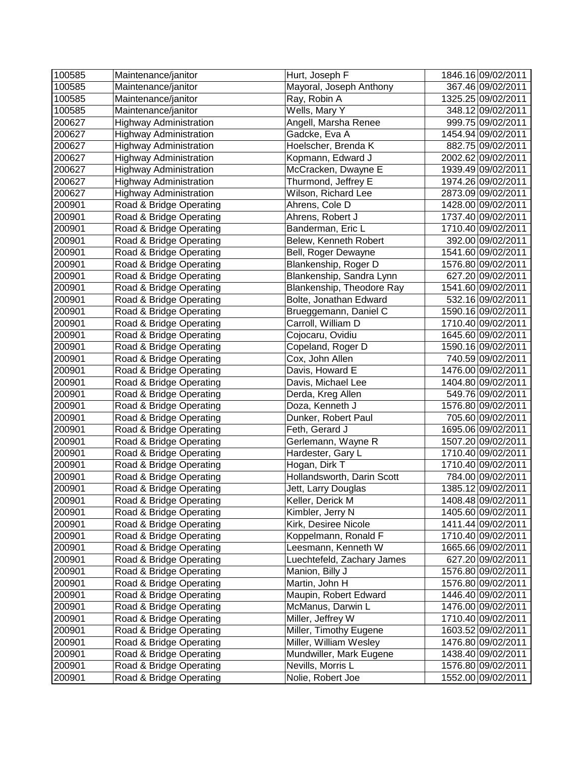| 100585 | Maintenance/janitor | Hurt, Joseph F | 1846.16 | 09/02/2011 |
|---|---|---|---|---|
| 100585 | Maintenance/janitor | Mayoral, Joseph Anthony | 367.46 | 09/02/2011 |
| 100585 | Maintenance/janitor | Ray, Robin A | 1325.25 | 09/02/2011 |
| 100585 | Maintenance/janitor | Wells, Mary Y | 348.12 | 09/02/2011 |
| 200627 | Highway Administration | Angell, Marsha Renee | 999.75 | 09/02/2011 |
| 200627 | Highway Administration | Gadcke, Eva A | 1454.94 | 09/02/2011 |
| 200627 | Highway Administration | Hoelscher, Brenda K | 882.75 | 09/02/2011 |
| 200627 | Highway Administration | Kopmann, Edward J | 2002.62 | 09/02/2011 |
| 200627 | Highway Administration | McCracken, Dwayne E | 1939.49 | 09/02/2011 |
| 200627 | Highway Administration | Thurmond, Jeffrey E | 1974.26 | 09/02/2011 |
| 200627 | Highway Administration | Wilson, Richard Lee | 2873.09 | 09/02/2011 |
| 200901 | Road & Bridge Operating | Ahrens, Cole D | 1428.00 | 09/02/2011 |
| 200901 | Road & Bridge Operating | Ahrens, Robert J | 1737.40 | 09/02/2011 |
| 200901 | Road & Bridge Operating | Banderman, Eric L | 1710.40 | 09/02/2011 |
| 200901 | Road & Bridge Operating | Belew, Kenneth Robert | 392.00 | 09/02/2011 |
| 200901 | Road & Bridge Operating | Bell, Roger Dewayne | 1541.60 | 09/02/2011 |
| 200901 | Road & Bridge Operating | Blankenship, Roger D | 1576.80 | 09/02/2011 |
| 200901 | Road & Bridge Operating | Blankenship, Sandra Lynn | 627.20 | 09/02/2011 |
| 200901 | Road & Bridge Operating | Blankenship, Theodore Ray | 1541.60 | 09/02/2011 |
| 200901 | Road & Bridge Operating | Bolte, Jonathan Edward | 532.16 | 09/02/2011 |
| 200901 | Road & Bridge Operating | Brueggemann, Daniel C | 1590.16 | 09/02/2011 |
| 200901 | Road & Bridge Operating | Carroll, William D | 1710.40 | 09/02/2011 |
| 200901 | Road & Bridge Operating | Cojocaru, Ovidiu | 1645.60 | 09/02/2011 |
| 200901 | Road & Bridge Operating | Copeland, Roger D | 1590.16 | 09/02/2011 |
| 200901 | Road & Bridge Operating | Cox, John Allen | 740.59 | 09/02/2011 |
| 200901 | Road & Bridge Operating | Davis, Howard E | 1476.00 | 09/02/2011 |
| 200901 | Road & Bridge Operating | Davis, Michael Lee | 1404.80 | 09/02/2011 |
| 200901 | Road & Bridge Operating | Derda, Kreg Allen | 549.76 | 09/02/2011 |
| 200901 | Road & Bridge Operating | Doza, Kenneth J | 1576.80 | 09/02/2011 |
| 200901 | Road & Bridge Operating | Dunker, Robert Paul | 705.60 | 09/02/2011 |
| 200901 | Road & Bridge Operating | Feth, Gerard J | 1695.06 | 09/02/2011 |
| 200901 | Road & Bridge Operating | Gerlemann, Wayne R | 1507.20 | 09/02/2011 |
| 200901 | Road & Bridge Operating | Hardester, Gary L | 1710.40 | 09/02/2011 |
| 200901 | Road & Bridge Operating | Hogan, Dirk T | 1710.40 | 09/02/2011 |
| 200901 | Road & Bridge Operating | Hollandsworth, Darin Scott | 784.00 | 09/02/2011 |
| 200901 | Road & Bridge Operating | Jett, Larry Douglas | 1385.12 | 09/02/2011 |
| 200901 | Road & Bridge Operating | Keller, Derick M | 1408.48 | 09/02/2011 |
| 200901 | Road & Bridge Operating | Kimbler, Jerry N | 1405.60 | 09/02/2011 |
| 200901 | Road & Bridge Operating | Kirk, Desiree Nicole | 1411.44 | 09/02/2011 |
| 200901 | Road & Bridge Operating | Koppelmann, Ronald F | 1710.40 | 09/02/2011 |
| 200901 | Road & Bridge Operating | Leesmann, Kenneth W | 1665.66 | 09/02/2011 |
| 200901 | Road & Bridge Operating | Luechtefeld, Zachary James | 627.20 | 09/02/2011 |
| 200901 | Road & Bridge Operating | Manion, Billy J | 1576.80 | 09/02/2011 |
| 200901 | Road & Bridge Operating | Martin, John H | 1576.80 | 09/02/2011 |
| 200901 | Road & Bridge Operating | Maupin, Robert Edward | 1446.40 | 09/02/2011 |
| 200901 | Road & Bridge Operating | McManus, Darwin L | 1476.00 | 09/02/2011 |
| 200901 | Road & Bridge Operating | Miller, Jeffrey W | 1710.40 | 09/02/2011 |
| 200901 | Road & Bridge Operating | Miller, Timothy Eugene | 1603.52 | 09/02/2011 |
| 200901 | Road & Bridge Operating | Miller, William Wesley | 1476.80 | 09/02/2011 |
| 200901 | Road & Bridge Operating | Mundwiller, Mark Eugene | 1438.40 | 09/02/2011 |
| 200901 | Road & Bridge Operating | Nevills, Morris L | 1576.80 | 09/02/2011 |
| 200901 | Road & Bridge Operating | Nolie, Robert Joe | 1552.00 | 09/02/2011 |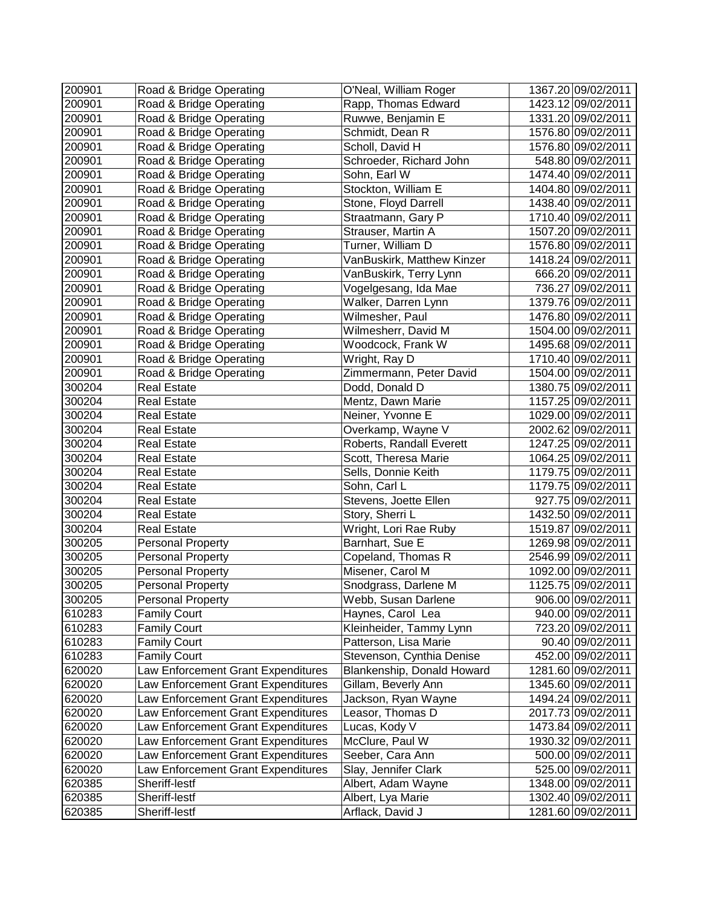| | | | | |
|---|---|---|---|---|
| 200901 | Road & Bridge Operating | O'Neal, William Roger | 1367.20 | 09/02/2011 |
| 200901 | Road & Bridge Operating | Rapp, Thomas Edward | 1423.12 | 09/02/2011 |
| 200901 | Road & Bridge Operating | Ruwwe, Benjamin E | 1331.20 | 09/02/2011 |
| 200901 | Road & Bridge Operating | Schmidt, Dean R | 1576.80 | 09/02/2011 |
| 200901 | Road & Bridge Operating | Scholl, David H | 1576.80 | 09/02/2011 |
| 200901 | Road & Bridge Operating | Schroeder, Richard John | 548.80 | 09/02/2011 |
| 200901 | Road & Bridge Operating | Sohn, Earl W | 1474.40 | 09/02/2011 |
| 200901 | Road & Bridge Operating | Stockton, William E | 1404.80 | 09/02/2011 |
| 200901 | Road & Bridge Operating | Stone, Floyd Darrell | 1438.40 | 09/02/2011 |
| 200901 | Road & Bridge Operating | Straatmann, Gary P | 1710.40 | 09/02/2011 |
| 200901 | Road & Bridge Operating | Strauser, Martin A | 1507.20 | 09/02/2011 |
| 200901 | Road & Bridge Operating | Turner, William D | 1576.80 | 09/02/2011 |
| 200901 | Road & Bridge Operating | VanBuskirk, Matthew Kinzer | 1418.24 | 09/02/2011 |
| 200901 | Road & Bridge Operating | VanBuskirk, Terry Lynn | 666.20 | 09/02/2011 |
| 200901 | Road & Bridge Operating | Vogelgesang, Ida Mae | 736.27 | 09/02/2011 |
| 200901 | Road & Bridge Operating | Walker, Darren Lynn | 1379.76 | 09/02/2011 |
| 200901 | Road & Bridge Operating | Wilmesher, Paul | 1476.80 | 09/02/2011 |
| 200901 | Road & Bridge Operating | Wilmesherr, David M | 1504.00 | 09/02/2011 |
| 200901 | Road & Bridge Operating | Woodcock, Frank W | 1495.68 | 09/02/2011 |
| 200901 | Road & Bridge Operating | Wright, Ray D | 1710.40 | 09/02/2011 |
| 200901 | Road & Bridge Operating | Zimmermann, Peter David | 1504.00 | 09/02/2011 |
| 300204 | Real Estate | Dodd, Donald D | 1380.75 | 09/02/2011 |
| 300204 | Real Estate | Mentz, Dawn Marie | 1157.25 | 09/02/2011 |
| 300204 | Real Estate | Neiner, Yvonne E | 1029.00 | 09/02/2011 |
| 300204 | Real Estate | Overkamp, Wayne V | 2002.62 | 09/02/2011 |
| 300204 | Real Estate | Roberts, Randall Everett | 1247.25 | 09/02/2011 |
| 300204 | Real Estate | Scott, Theresa Marie | 1064.25 | 09/02/2011 |
| 300204 | Real Estate | Sells, Donnie Keith | 1179.75 | 09/02/2011 |
| 300204 | Real Estate | Sohn, Carl L | 1179.75 | 09/02/2011 |
| 300204 | Real Estate | Stevens, Joette Ellen | 927.75 | 09/02/2011 |
| 300204 | Real Estate | Story, Sherri L | 1432.50 | 09/02/2011 |
| 300204 | Real Estate | Wright, Lori Rae Ruby | 1519.87 | 09/02/2011 |
| 300205 | Personal Property | Barnhart, Sue E | 1269.98 | 09/02/2011 |
| 300205 | Personal Property | Copeland, Thomas R | 2546.99 | 09/02/2011 |
| 300205 | Personal Property | Misener, Carol M | 1092.00 | 09/02/2011 |
| 300205 | Personal Property | Snodgrass, Darlene M | 1125.75 | 09/02/2011 |
| 300205 | Personal Property | Webb, Susan Darlene | 906.00 | 09/02/2011 |
| 610283 | Family Court | Haynes, Carol Lea | 940.00 | 09/02/2011 |
| 610283 | Family Court | Kleinheider, Tammy Lynn | 723.20 | 09/02/2011 |
| 610283 | Family Court | Patterson, Lisa Marie | 90.40 | 09/02/2011 |
| 610283 | Family Court | Stevenson, Cynthia Denise | 452.00 | 09/02/2011 |
| 620020 | Law Enforcement Grant Expenditures | Blankenship, Donald Howard | 1281.60 | 09/02/2011 |
| 620020 | Law Enforcement Grant Expenditures | Gillam, Beverly Ann | 1345.60 | 09/02/2011 |
| 620020 | Law Enforcement Grant Expenditures | Jackson, Ryan Wayne | 1494.24 | 09/02/2011 |
| 620020 | Law Enforcement Grant Expenditures | Leasor, Thomas D | 2017.73 | 09/02/2011 |
| 620020 | Law Enforcement Grant Expenditures | Lucas, Kody V | 1473.84 | 09/02/2011 |
| 620020 | Law Enforcement Grant Expenditures | McClure, Paul W | 1930.32 | 09/02/2011 |
| 620020 | Law Enforcement Grant Expenditures | Seeber, Cara Ann | 500.00 | 09/02/2011 |
| 620020 | Law Enforcement Grant Expenditures | Slay, Jennifer Clark | 525.00 | 09/02/2011 |
| 620385 | Sheriff-lestf | Albert, Adam Wayne | 1348.00 | 09/02/2011 |
| 620385 | Sheriff-lestf | Albert, Lya Marie | 1302.40 | 09/02/2011 |
| 620385 | Sheriff-lestf | Arflack, David J | 1281.60 | 09/02/2011 |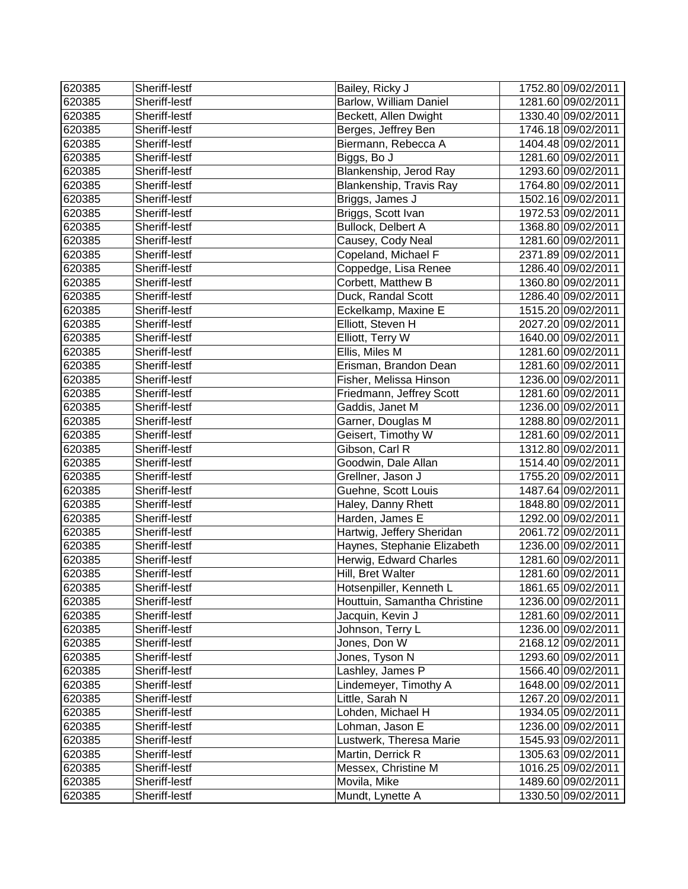| 620385 | Sheriff-lestf | Bailey, Ricky J | 1752.80 | 09/02/2011 |
|---|---|---|---|---|
| 620385 | Sheriff-lestf | Barlow, William Daniel | 1281.60 | 09/02/2011 |
| 620385 | Sheriff-lestf | Beckett, Allen Dwight | 1330.40 | 09/02/2011 |
| 620385 | Sheriff-lestf | Berges, Jeffrey Ben | 1746.18 | 09/02/2011 |
| 620385 | Sheriff-lestf | Biermann, Rebecca A | 1404.48 | 09/02/2011 |
| 620385 | Sheriff-lestf | Biggs, Bo J | 1281.60 | 09/02/2011 |
| 620385 | Sheriff-lestf | Blankenship, Jerod Ray | 1293.60 | 09/02/2011 |
| 620385 | Sheriff-lestf | Blankenship, Travis Ray | 1764.80 | 09/02/2011 |
| 620385 | Sheriff-lestf | Briggs, James J | 1502.16 | 09/02/2011 |
| 620385 | Sheriff-lestf | Briggs, Scott Ivan | 1972.53 | 09/02/2011 |
| 620385 | Sheriff-lestf | Bullock, Delbert A | 1368.80 | 09/02/2011 |
| 620385 | Sheriff-lestf | Causey, Cody Neal | 1281.60 | 09/02/2011 |
| 620385 | Sheriff-lestf | Copeland, Michael F | 2371.89 | 09/02/2011 |
| 620385 | Sheriff-lestf | Coppedge, Lisa Renee | 1286.40 | 09/02/2011 |
| 620385 | Sheriff-lestf | Corbett, Matthew B | 1360.80 | 09/02/2011 |
| 620385 | Sheriff-lestf | Duck, Randal Scott | 1286.40 | 09/02/2011 |
| 620385 | Sheriff-lestf | Eckelkamp, Maxine E | 1515.20 | 09/02/2011 |
| 620385 | Sheriff-lestf | Elliott, Steven H | 2027.20 | 09/02/2011 |
| 620385 | Sheriff-lestf | Elliott, Terry W | 1640.00 | 09/02/2011 |
| 620385 | Sheriff-lestf | Ellis, Miles M | 1281.60 | 09/02/2011 |
| 620385 | Sheriff-lestf | Erisman, Brandon Dean | 1281.60 | 09/02/2011 |
| 620385 | Sheriff-lestf | Fisher, Melissa Hinson | 1236.00 | 09/02/2011 |
| 620385 | Sheriff-lestf | Friedmann, Jeffrey Scott | 1281.60 | 09/02/2011 |
| 620385 | Sheriff-lestf | Gaddis, Janet M | 1236.00 | 09/02/2011 |
| 620385 | Sheriff-lestf | Garner, Douglas M | 1288.80 | 09/02/2011 |
| 620385 | Sheriff-lestf | Geisert, Timothy W | 1281.60 | 09/02/2011 |
| 620385 | Sheriff-lestf | Gibson, Carl R | 1312.80 | 09/02/2011 |
| 620385 | Sheriff-lestf | Goodwin, Dale Allan | 1514.40 | 09/02/2011 |
| 620385 | Sheriff-lestf | Grellner, Jason J | 1755.20 | 09/02/2011 |
| 620385 | Sheriff-lestf | Guehne, Scott Louis | 1487.64 | 09/02/2011 |
| 620385 | Sheriff-lestf | Haley, Danny Rhett | 1848.80 | 09/02/2011 |
| 620385 | Sheriff-lestf | Harden, James E | 1292.00 | 09/02/2011 |
| 620385 | Sheriff-lestf | Hartwig, Jeffery Sheridan | 2061.72 | 09/02/2011 |
| 620385 | Sheriff-lestf | Haynes, Stephanie Elizabeth | 1236.00 | 09/02/2011 |
| 620385 | Sheriff-lestf | Herwig, Edward Charles | 1281.60 | 09/02/2011 |
| 620385 | Sheriff-lestf | Hill, Bret Walter | 1281.60 | 09/02/2011 |
| 620385 | Sheriff-lestf | Hotsenpiller, Kenneth L | 1861.65 | 09/02/2011 |
| 620385 | Sheriff-lestf | Houttuin, Samantha Christine | 1236.00 | 09/02/2011 |
| 620385 | Sheriff-lestf | Jacquin, Kevin J | 1281.60 | 09/02/2011 |
| 620385 | Sheriff-lestf | Johnson, Terry L | 1236.00 | 09/02/2011 |
| 620385 | Sheriff-lestf | Jones, Don W | 2168.12 | 09/02/2011 |
| 620385 | Sheriff-lestf | Jones, Tyson N | 1293.60 | 09/02/2011 |
| 620385 | Sheriff-lestf | Lashley, James P | 1566.40 | 09/02/2011 |
| 620385 | Sheriff-lestf | Lindemeyer, Timothy A | 1648.00 | 09/02/2011 |
| 620385 | Sheriff-lestf | Little, Sarah N | 1267.20 | 09/02/2011 |
| 620385 | Sheriff-lestf | Lohden, Michael H | 1934.05 | 09/02/2011 |
| 620385 | Sheriff-lestf | Lohman, Jason E | 1236.00 | 09/02/2011 |
| 620385 | Sheriff-lestf | Lustwerk, Theresa Marie | 1545.93 | 09/02/2011 |
| 620385 | Sheriff-lestf | Martin, Derrick R | 1305.63 | 09/02/2011 |
| 620385 | Sheriff-lestf | Messex, Christine M | 1016.25 | 09/02/2011 |
| 620385 | Sheriff-lestf | Movila, Mike | 1489.60 | 09/02/2011 |
| 620385 | Sheriff-lestf | Mundt, Lynette A | 1330.50 | 09/02/2011 |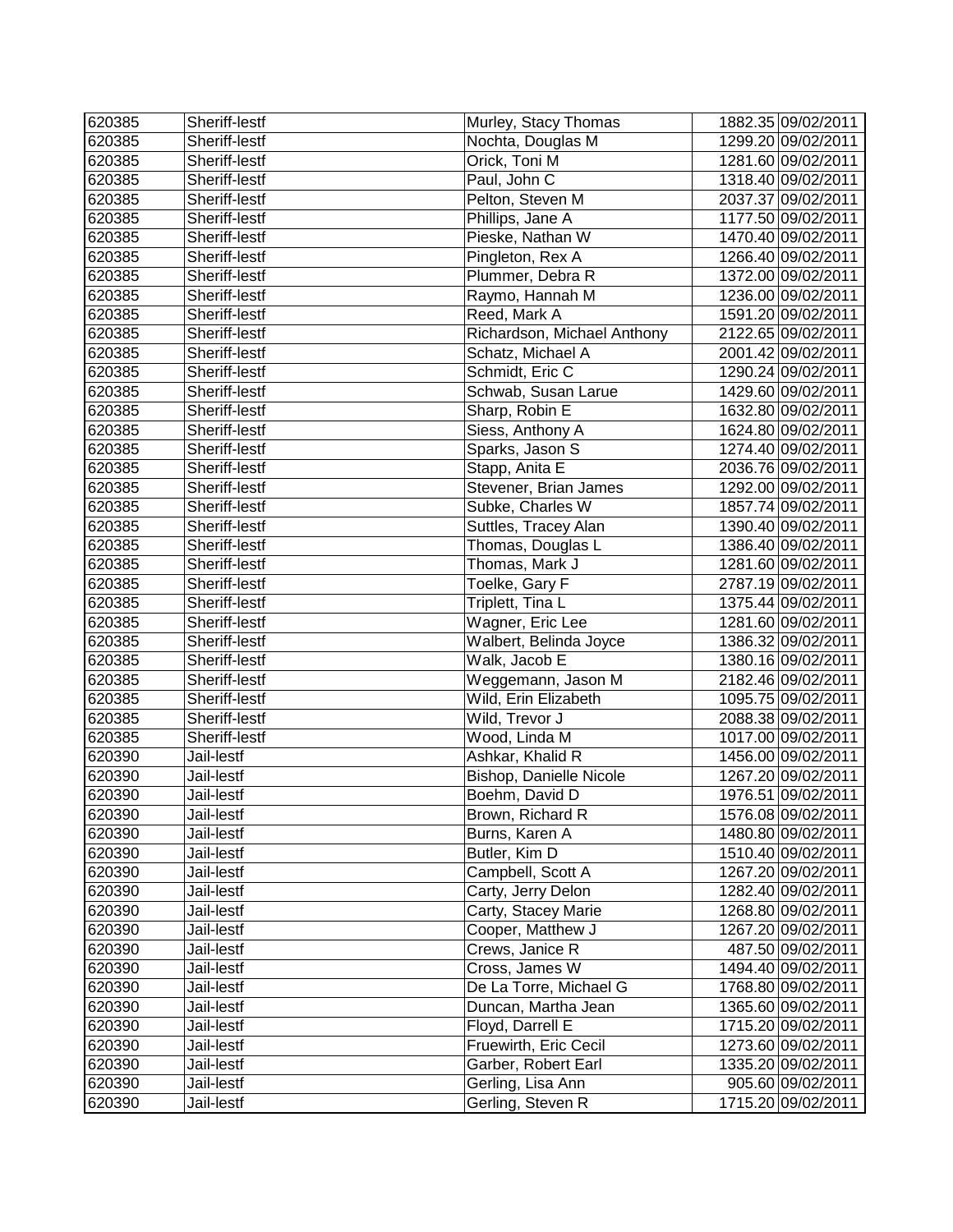| 620385 | Sheriff-lestf | Murley, Stacy Thomas | 1882.35 | 09/02/2011 |
|---|---|---|---|---|
| 620385 | Sheriff-lestf | Nochta, Douglas M | 1299.20 | 09/02/2011 |
| 620385 | Sheriff-lestf | Orick, Toni M | 1281.60 | 09/02/2011 |
| 620385 | Sheriff-lestf | Paul, John C | 1318.40 | 09/02/2011 |
| 620385 | Sheriff-lestf | Pelton, Steven M | 2037.37 | 09/02/2011 |
| 620385 | Sheriff-lestf | Phillips, Jane A | 1177.50 | 09/02/2011 |
| 620385 | Sheriff-lestf | Pieske, Nathan W | 1470.40 | 09/02/2011 |
| 620385 | Sheriff-lestf | Pingleton, Rex A | 1266.40 | 09/02/2011 |
| 620385 | Sheriff-lestf | Plummer, Debra R | 1372.00 | 09/02/2011 |
| 620385 | Sheriff-lestf | Raymo, Hannah M | 1236.00 | 09/02/2011 |
| 620385 | Sheriff-lestf | Reed, Mark A | 1591.20 | 09/02/2011 |
| 620385 | Sheriff-lestf | Richardson, Michael Anthony | 2122.65 | 09/02/2011 |
| 620385 | Sheriff-lestf | Schatz, Michael A | 2001.42 | 09/02/2011 |
| 620385 | Sheriff-lestf | Schmidt, Eric C | 1290.24 | 09/02/2011 |
| 620385 | Sheriff-lestf | Schwab, Susan Larue | 1429.60 | 09/02/2011 |
| 620385 | Sheriff-lestf | Sharp, Robin E | 1632.80 | 09/02/2011 |
| 620385 | Sheriff-lestf | Siess, Anthony A | 1624.80 | 09/02/2011 |
| 620385 | Sheriff-lestf | Sparks, Jason S | 1274.40 | 09/02/2011 |
| 620385 | Sheriff-lestf | Stapp, Anita E | 2036.76 | 09/02/2011 |
| 620385 | Sheriff-lestf | Stevener, Brian James | 1292.00 | 09/02/2011 |
| 620385 | Sheriff-lestf | Subke, Charles W | 1857.74 | 09/02/2011 |
| 620385 | Sheriff-lestf | Suttles, Tracey Alan | 1390.40 | 09/02/2011 |
| 620385 | Sheriff-lestf | Thomas, Douglas L | 1386.40 | 09/02/2011 |
| 620385 | Sheriff-lestf | Thomas, Mark J | 1281.60 | 09/02/2011 |
| 620385 | Sheriff-lestf | Toelke, Gary F | 2787.19 | 09/02/2011 |
| 620385 | Sheriff-lestf | Triplett, Tina L | 1375.44 | 09/02/2011 |
| 620385 | Sheriff-lestf | Wagner, Eric Lee | 1281.60 | 09/02/2011 |
| 620385 | Sheriff-lestf | Walbert, Belinda Joyce | 1386.32 | 09/02/2011 |
| 620385 | Sheriff-lestf | Walk, Jacob E | 1380.16 | 09/02/2011 |
| 620385 | Sheriff-lestf | Weggemann, Jason M | 2182.46 | 09/02/2011 |
| 620385 | Sheriff-lestf | Wild, Erin Elizabeth | 1095.75 | 09/02/2011 |
| 620385 | Sheriff-lestf | Wild, Trevor J | 2088.38 | 09/02/2011 |
| 620385 | Sheriff-lestf | Wood, Linda M | 1017.00 | 09/02/2011 |
| 620390 | Jail-lestf | Ashkar, Khalid R | 1456.00 | 09/02/2011 |
| 620390 | Jail-lestf | Bishop, Danielle Nicole | 1267.20 | 09/02/2011 |
| 620390 | Jail-lestf | Boehm, David D | 1976.51 | 09/02/2011 |
| 620390 | Jail-lestf | Brown, Richard R | 1576.08 | 09/02/2011 |
| 620390 | Jail-lestf | Burns, Karen A | 1480.80 | 09/02/2011 |
| 620390 | Jail-lestf | Butler, Kim D | 1510.40 | 09/02/2011 |
| 620390 | Jail-lestf | Campbell, Scott A | 1267.20 | 09/02/2011 |
| 620390 | Jail-lestf | Carty, Jerry Delon | 1282.40 | 09/02/2011 |
| 620390 | Jail-lestf | Carty, Stacey Marie | 1268.80 | 09/02/2011 |
| 620390 | Jail-lestf | Cooper, Matthew J | 1267.20 | 09/02/2011 |
| 620390 | Jail-lestf | Crews, Janice R | 487.50 | 09/02/2011 |
| 620390 | Jail-lestf | Cross, James W | 1494.40 | 09/02/2011 |
| 620390 | Jail-lestf | De La Torre, Michael G | 1768.80 | 09/02/2011 |
| 620390 | Jail-lestf | Duncan, Martha Jean | 1365.60 | 09/02/2011 |
| 620390 | Jail-lestf | Floyd, Darrell E | 1715.20 | 09/02/2011 |
| 620390 | Jail-lestf | Fruewirth, Eric Cecil | 1273.60 | 09/02/2011 |
| 620390 | Jail-lestf | Garber, Robert Earl | 1335.20 | 09/02/2011 |
| 620390 | Jail-lestf | Gerling, Lisa Ann | 905.60 | 09/02/2011 |
| 620390 | Jail-lestf | Gerling, Steven R | 1715.20 | 09/02/2011 |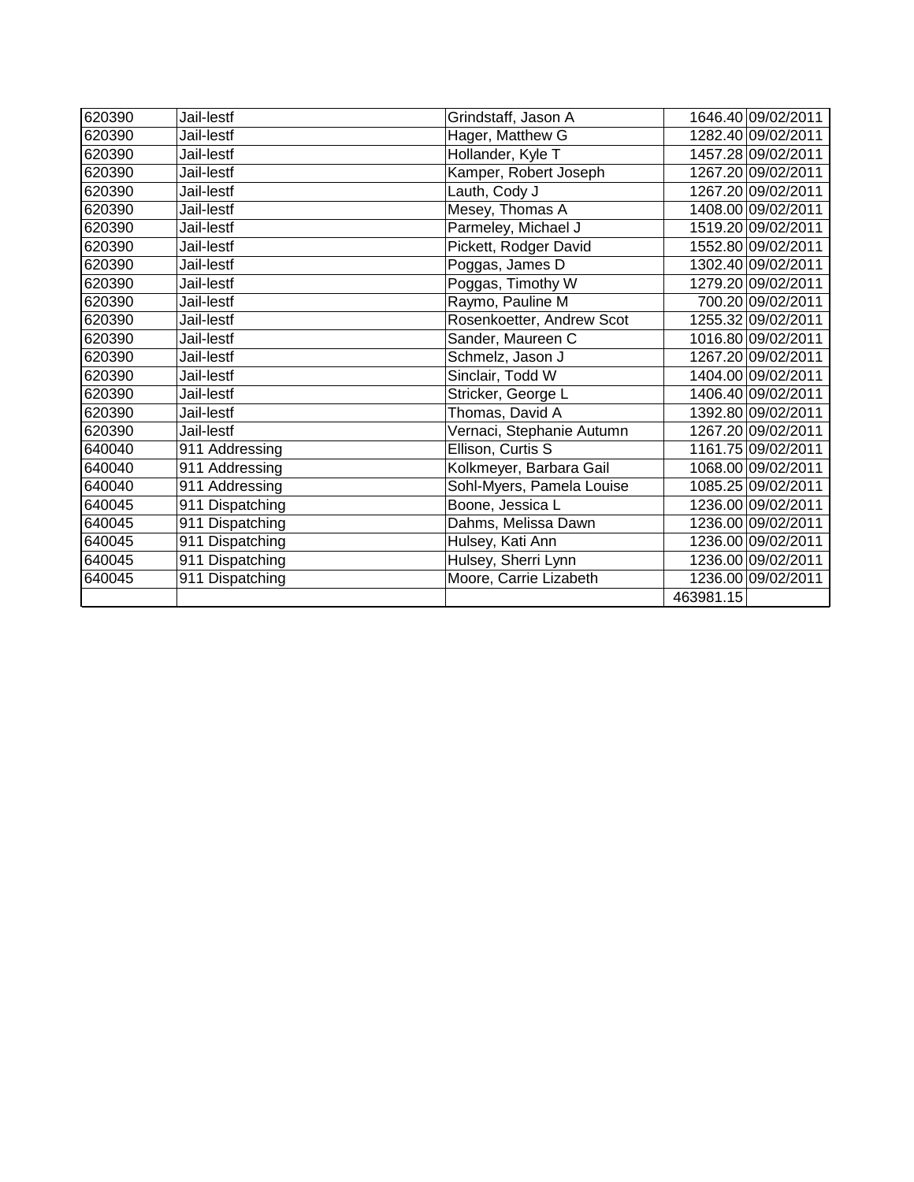| | | | | |
|---|---|---|---|---|
| 620390 | Jail-lestf | Grindstaff, Jason A | 1646.40 | 09/02/2011 |
| 620390 | Jail-lestf | Hager, Matthew G | 1282.40 | 09/02/2011 |
| 620390 | Jail-lestf | Hollander, Kyle T | 1457.28 | 09/02/2011 |
| 620390 | Jail-lestf | Kamper, Robert Joseph | 1267.20 | 09/02/2011 |
| 620390 | Jail-lestf | Lauth, Cody J | 1267.20 | 09/02/2011 |
| 620390 | Jail-lestf | Mesey, Thomas A | 1408.00 | 09/02/2011 |
| 620390 | Jail-lestf | Parmeley, Michael J | 1519.20 | 09/02/2011 |
| 620390 | Jail-lestf | Pickett, Rodger David | 1552.80 | 09/02/2011 |
| 620390 | Jail-lestf | Poggas, James D | 1302.40 | 09/02/2011 |
| 620390 | Jail-lestf | Poggas, Timothy W | 1279.20 | 09/02/2011 |
| 620390 | Jail-lestf | Raymo, Pauline M | 700.20 | 09/02/2011 |
| 620390 | Jail-lestf | Rosenkoetter, Andrew Scot | 1255.32 | 09/02/2011 |
| 620390 | Jail-lestf | Sander, Maureen C | 1016.80 | 09/02/2011 |
| 620390 | Jail-lestf | Schmelz, Jason J | 1267.20 | 09/02/2011 |
| 620390 | Jail-lestf | Sinclair, Todd W | 1404.00 | 09/02/2011 |
| 620390 | Jail-lestf | Stricker, George L | 1406.40 | 09/02/2011 |
| 620390 | Jail-lestf | Thomas, David A | 1392.80 | 09/02/2011 |
| 620390 | Jail-lestf | Vernaci, Stephanie Autumn | 1267.20 | 09/02/2011 |
| 640040 | 911 Addressing | Ellison, Curtis S | 1161.75 | 09/02/2011 |
| 640040 | 911 Addressing | Kolkmeyer, Barbara Gail | 1068.00 | 09/02/2011 |
| 640040 | 911 Addressing | Sohl-Myers, Pamela Louise | 1085.25 | 09/02/2011 |
| 640045 | 911 Dispatching | Boone, Jessica L | 1236.00 | 09/02/2011 |
| 640045 | 911 Dispatching | Dahms, Melissa Dawn | 1236.00 | 09/02/2011 |
| 640045 | 911 Dispatching | Hulsey, Kati Ann | 1236.00 | 09/02/2011 |
| 640045 | 911 Dispatching | Hulsey, Sherri Lynn | 1236.00 | 09/02/2011 |
| 640045 | 911 Dispatching | Moore, Carrie Lizabeth | 1236.00 | 09/02/2011 |
| | | | 463981.15 | |